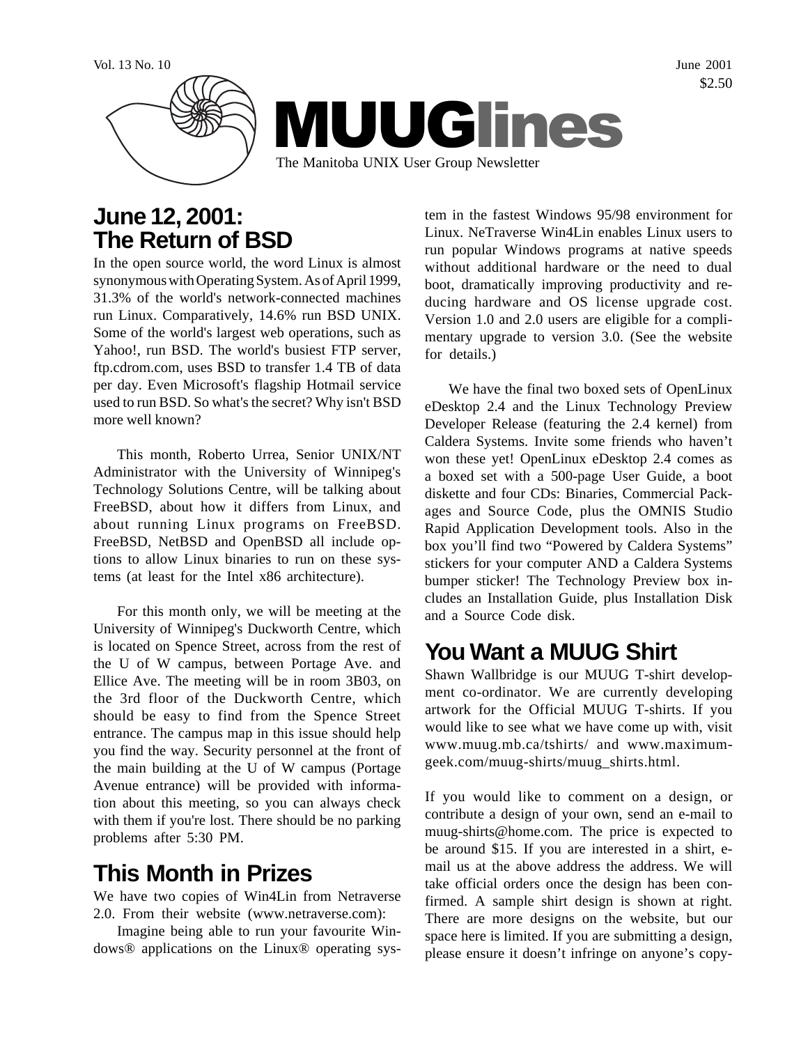Vol. 13 No. 10 June 2001

$2.50

# MUUGlines

The Manitoba UNIX User Group Newsletter

## June 12, 2001: The Return of BSD

In the open source world, the word Linux is almost synonymous with Operating System. As of April 1999, 31.3% of the world's network-connected machines run Linux. Comparatively, 14.6% run BSD UNIX. Some of the world's largest web operations, such as Yahoo!, run BSD. The world's busiest FTP server, ftp.cdrom.com, uses BSD to transfer 1.4 TB of data per day. Even Microsoft's flagship Hotmail service used to run BSD. So what's the secret? Why isn't BSD more well known?

This month, Roberto Urrea, Senior UNIX/NT Administrator with the University of Winnipeg's Technology Solutions Centre, will be talking about FreeBSD, about how it differs from Linux, and about running Linux programs on FreeBSD. FreeBSD, NetBSD and OpenBSD all include options to allow Linux binaries to run on these systems (at least for the Intel x86 architecture).

For this month only, we will be meeting at the University of Winnipeg's Duckworth Centre, which is located on Spence Street, across from the rest of the U of W campus, between Portage Ave. and Ellice Ave. The meeting will be in room 3B03, on the 3rd floor of the Duckworth Centre, which should be easy to find from the Spence Street entrance. The campus map in this issue should help you find the way. Security personnel at the front of the main building at the U of W campus (Portage Avenue entrance) will be provided with information about this meeting, so you can always check with them if you're lost. There should be no parking problems after 5:30 PM.

## This Month in Prizes

We have two copies of Win4Lin from Netraverse 2.0. From their website (www.netraverse.com):

Imagine being able to run your favourite Windows® applications on the Linux® operating system in the fastest Windows 95/98 environment for Linux. NeTraverse Win4Lin enables Linux users to run popular Windows programs at native speeds without additional hardware or the need to dual boot, dramatically improving productivity and reducing hardware and OS license upgrade cost. Version 1.0 and 2.0 users are eligible for a complimentary upgrade to version 3.0. (See the website for details.)

We have the final two boxed sets of OpenLinux eDesktop 2.4 and the Linux Technology Preview Developer Release (featuring the 2.4 kernel) from Caldera Systems. Invite some friends who haven't won these yet! OpenLinux eDesktop 2.4 comes as a boxed set with a 500-page User Guide, a boot diskette and four CDs: Binaries, Commercial Packages and Source Code, plus the OMNIS Studio Rapid Application Development tools. Also in the box you'll find two "Powered by Caldera Systems" stickers for your computer AND a Caldera Systems bumper sticker! The Technology Preview box includes an Installation Guide, plus Installation Disk and a Source Code disk.

## You Want a MUUG Shirt

Shawn Wallbridge is our MUUG T-shirt development co-ordinator. We are currently developing artwork for the Official MUUG T-shirts. If you would like to see what we have come up with, visit www.muug.mb.ca/tshirts/ and www.maximum-geek.com/muug-shirts/muug_shirts.html.

If you would like to comment on a design, or contribute a design of your own, send an e-mail to muug-shirts@home.com. The price is expected to be around $15. If you are interested in a shirt, e-mail us at the above address the address. We will take official orders once the design has been confirmed. A sample shirt design is shown at right. There are more designs on the website, but our space here is limited. If you are submitting a design, please ensure it doesn't infringe on anyone's copy-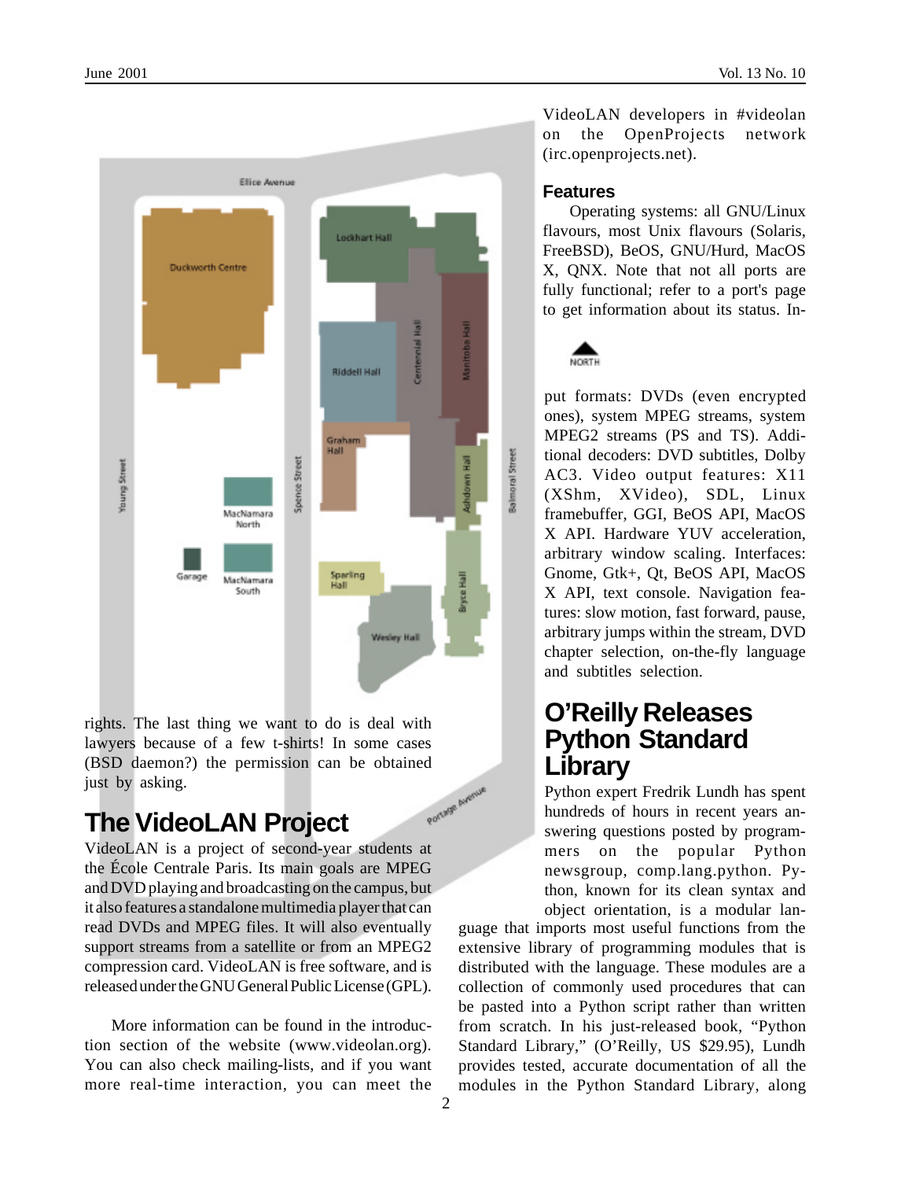rights. The last thing we want to do is deal with lawyers because of a few t-shirts! In some cases (BSD daemon?) the permission can be obtained just by asking.

## The VideoLAN Project

VideoLAN is a project of second-year students at the École Centrale Paris. Its main goals are MPEG and DVD playing and broadcasting on the campus, but it also features a standalone multimedia player that can read DVDs and MPEG files. It will also eventually support streams from a satellite or from an MPEG2 compression card. VideoLAN is free software, and is released under the GNU General Public License (GPL).

More information can be found in the introduction section of the website (www.videolan.org). You can also check mailing-lists, and if you want more real-time interaction, you can meet the VideoLAN developers in #videolan on the OpenProjects network (irc.openprojects.net).

### Features

Operating systems: all GNU/Linux flavours, most Unix flavours (Solaris, FreeBSD), BeOS, GNU/Hurd, MacOS X, QNX. Note that not all ports are fully functional; refer to a port's page to get information about its status. Input formats: DVDs (even encrypted ones), system MPEG streams, system MPEG2 streams (PS and TS). Additional decoders: DVD subtitles, Dolby AC3. Video output features: X11 (XShm, XVideo), SDL, Linux framebuffer, GGI, BeOS API, MacOS X API. Hardware YUV acceleration, arbitrary window scaling. Interfaces: Gnome, Gtk+, Qt, BeOS API, MacOS X API, text console. Navigation features: slow motion, fast forward, pause, arbitrary jumps within the stream, DVD chapter selection, on-the-fly language and subtitles selection.

## O'Reilly Releases Python Standard Library

Python expert Fredrik Lundh has spent hundreds of hours in recent years answering questions posted by programmers on the popular Python newsgroup, comp.lang.python. Python, known for its clean syntax and object orientation, is a modular language that imports most useful functions from the extensive library of programming modules that is distributed with the language. These modules are a collection of commonly used procedures that can be pasted into a Python script rather than written from scratch. In his just-released book, "Python Standard Library," (O'Reilly, US $29.95), Lundh provides tested, accurate documentation of all the modules in the Python Standard Library, along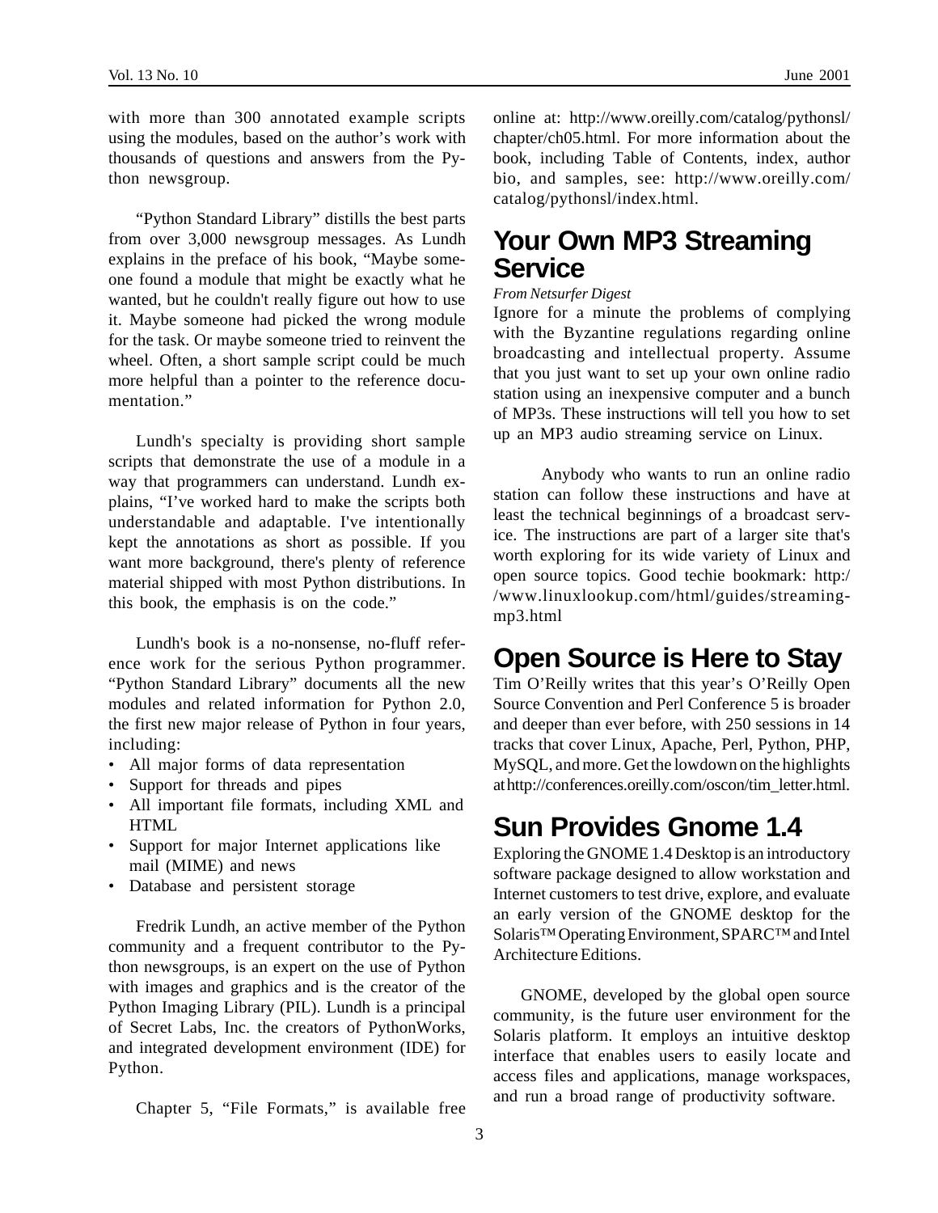with more than 300 annotated example scripts using the modules, based on the author's work with thousands of questions and answers from the Python newsgroup.

"Python Standard Library" distills the best parts from over 3,000 newsgroup messages. As Lundh explains in the preface of his book, "Maybe someone found a module that might be exactly what he wanted, but he couldn't really figure out how to use it. Maybe someone had picked the wrong module for the task. Or maybe someone tried to reinvent the wheel. Often, a short sample script could be much more helpful than a pointer to the reference documentation."

Lundh's specialty is providing short sample scripts that demonstrate the use of a module in a way that programmers can understand. Lundh explains, "I've worked hard to make the scripts both understandable and adaptable. I've intentionally kept the annotations as short as possible. If you want more background, there's plenty of reference material shipped with most Python distributions. In this book, the emphasis is on the code."

Lundh's book is a no-nonsense, no-fluff reference work for the serious Python programmer. "Python Standard Library" documents all the new modules and related information for Python 2.0, the first new major release of Python in four years, including:

- All major forms of data representation
- Support for threads and pipes
- All important file formats, including XML and HTML
- Support for major Internet applications like mail (MIME) and news
- Database and persistent storage

Fredrik Lundh, an active member of the Python community and a frequent contributor to the Python newsgroups, is an expert on the use of Python with images and graphics and is the creator of the Python Imaging Library (PIL). Lundh is a principal of Secret Labs, Inc. the creators of PythonWorks, and integrated development environment (IDE) for Python.

Chapter 5, "File Formats," is available free online at: http://www.oreilly.com/catalog/pythonsl/chapter/ch05.html. For more information about the book, including Table of Contents, index, author bio, and samples, see: http://www.oreilly.com/catalog/pythonsl/index.html.

## Your Own MP3 Streaming Service

*From Netsurfer Digest*

Ignore for a minute the problems of complying with the Byzantine regulations regarding online broadcasting and intellectual property. Assume that you just want to set up your own online radio station using an inexpensive computer and a bunch of MP3s. These instructions will tell you how to set up an MP3 audio streaming service on Linux.

Anybody who wants to run an online radio station can follow these instructions and have at least the technical beginnings of a broadcast service. The instructions are part of a larger site that's worth exploring for its wide variety of Linux and open source topics. Good techie bookmark: http://www.linuxlookup.com/html/guides/streaming-mp3.html

## Open Source is Here to Stay

Tim O'Reilly writes that this year's O'Reilly Open Source Convention and Perl Conference 5 is broader and deeper than ever before, with 250 sessions in 14 tracks that cover Linux, Apache, Perl, Python, PHP, MySQL, and more. Get the lowdown on the highlights at http://conferences.oreilly.com/oscon/tim_letter.html.

## Sun Provides Gnome 1.4

Exploring the GNOME 1.4 Desktop is an introductory software package designed to allow workstation and Internet customers to test drive, explore, and evaluate an early version of the GNOME desktop for the Solaris™ Operating Environment, SPARC™ and Intel Architecture Editions.

GNOME, developed by the global open source community, is the future user environment for the Solaris platform. It employs an intuitive desktop interface that enables users to easily locate and access files and applications, manage workspaces, and run a broad range of productivity software.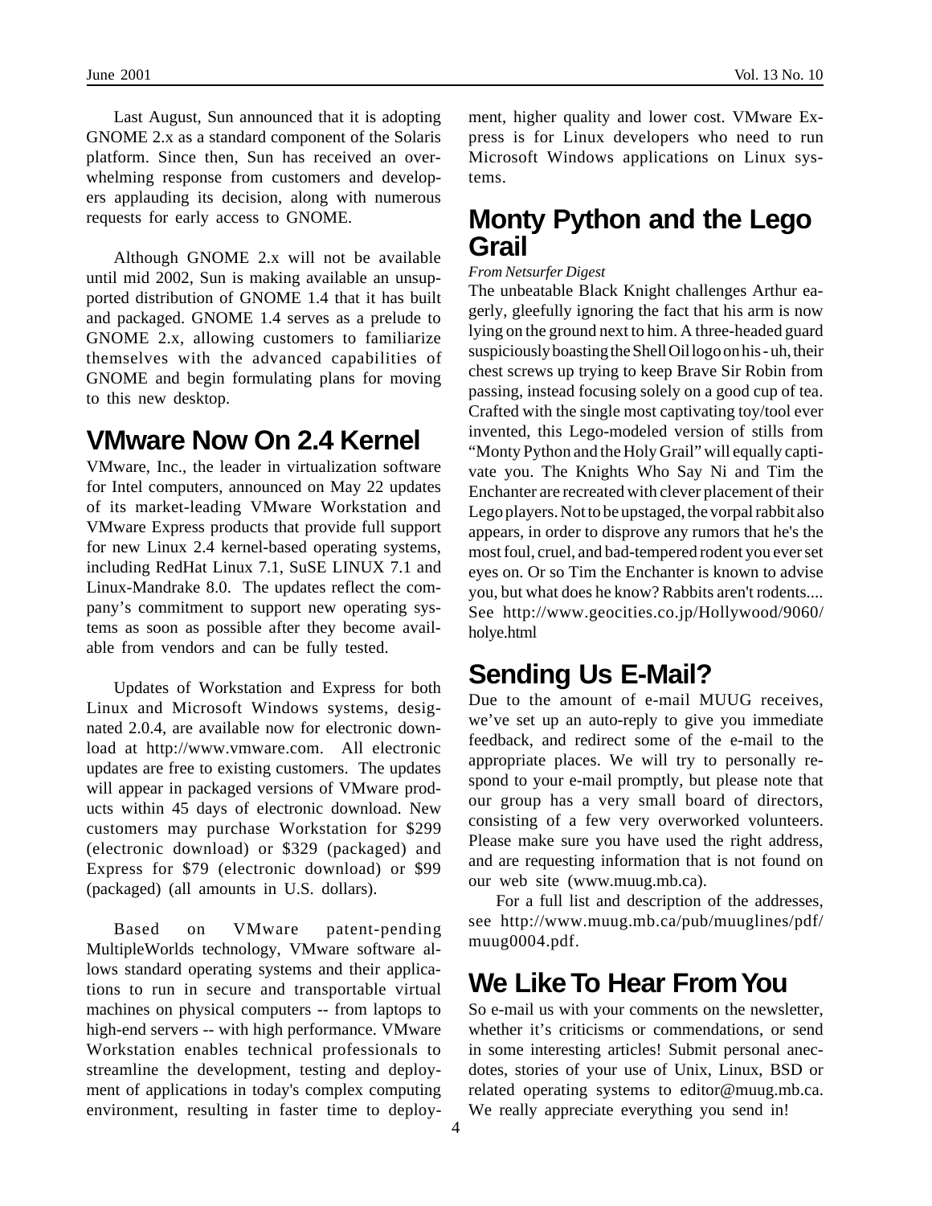Last August, Sun announced that it is adopting GNOME 2.x as a standard component of the Solaris platform. Since then, Sun has received an overwhelming response from customers and developers applauding its decision, along with numerous requests for early access to GNOME.

Although GNOME 2.x will not be available until mid 2002, Sun is making available an unsupported distribution of GNOME 1.4 that it has built and packaged. GNOME 1.4 serves as a prelude to GNOME 2.x, allowing customers to familiarize themselves with the advanced capabilities of GNOME and begin formulating plans for moving to this new desktop.

## VMware Now On 2.4 Kernel

VMware, Inc., the leader in virtualization software for Intel computers, announced on May 22 updates of its market-leading VMware Workstation and VMware Express products that provide full support for new Linux 2.4 kernel-based operating systems, including RedHat Linux 7.1, SuSE LINUX 7.1 and Linux-Mandrake 8.0. The updates reflect the company's commitment to support new operating systems as soon as possible after they become available from vendors and can be fully tested.

Updates of Workstation and Express for both Linux and Microsoft Windows systems, designated 2.0.4, are available now for electronic download at http://www.vmware.com. All electronic updates are free to existing customers. The updates will appear in packaged versions of VMware products within 45 days of electronic download. New customers may purchase Workstation for $299 (electronic download) or $329 (packaged) and Express for $79 (electronic download) or $99 (packaged) (all amounts in U.S. dollars).

Based on VMware patent-pending MultipleWorlds technology, VMware software allows standard operating systems and their applications to run in secure and transportable virtual machines on physical computers -- from laptops to high-end servers -- with high performance. VMware Workstation enables technical professionals to streamline the development, testing and deployment of applications in today's complex computing environment, resulting in faster time to deployment, higher quality and lower cost. VMware Express is for Linux developers who need to run Microsoft Windows applications on Linux systems.

## Monty Python and the Lego Grail

*From Netsurfer Digest*

The unbeatable Black Knight challenges Arthur eagerly, gleefully ignoring the fact that his arm is now lying on the ground next to him. A three-headed guard suspiciously boasting the Shell Oil logo on his - uh, their chest screws up trying to keep Brave Sir Robin from passing, instead focusing solely on a good cup of tea. Crafted with the single most captivating toy/tool ever invented, this Lego-modeled version of stills from "Monty Python and the Holy Grail" will equally captivate you. The Knights Who Say Ni and Tim the Enchanter are recreated with clever placement of their Lego players. Not to be upstaged, the vorpal rabbit also appears, in order to disprove any rumors that he's the most foul, cruel, and bad-tempered rodent you ever set eyes on. Or so Tim the Enchanter is known to advise you, but what does he know? Rabbits aren't rodents.... See http://www.geocities.co.jp/Hollywood/9060/holye.html

## Sending Us E-Mail?

Due to the amount of e-mail MUUG receives, we've set up an auto-reply to give you immediate feedback, and redirect some of the e-mail to the appropriate places. We will try to personally respond to your e-mail promptly, but please note that our group has a very small board of directors, consisting of a few very overworked volunteers. Please make sure you have used the right address, and are requesting information that is not found on our web site (www.muug.mb.ca).

For a full list and description of the addresses, see http://www.muug.mb.ca/pub/muuglines/pdf/muug0004.pdf.

## We Like To Hear From You

So e-mail us with your comments on the newsletter, whether it's criticisms or commendations, or send in some interesting articles! Submit personal anecdotes, stories of your use of Unix, Linux, BSD or related operating systems to editor@muug.mb.ca. We really appreciate everything you send in!